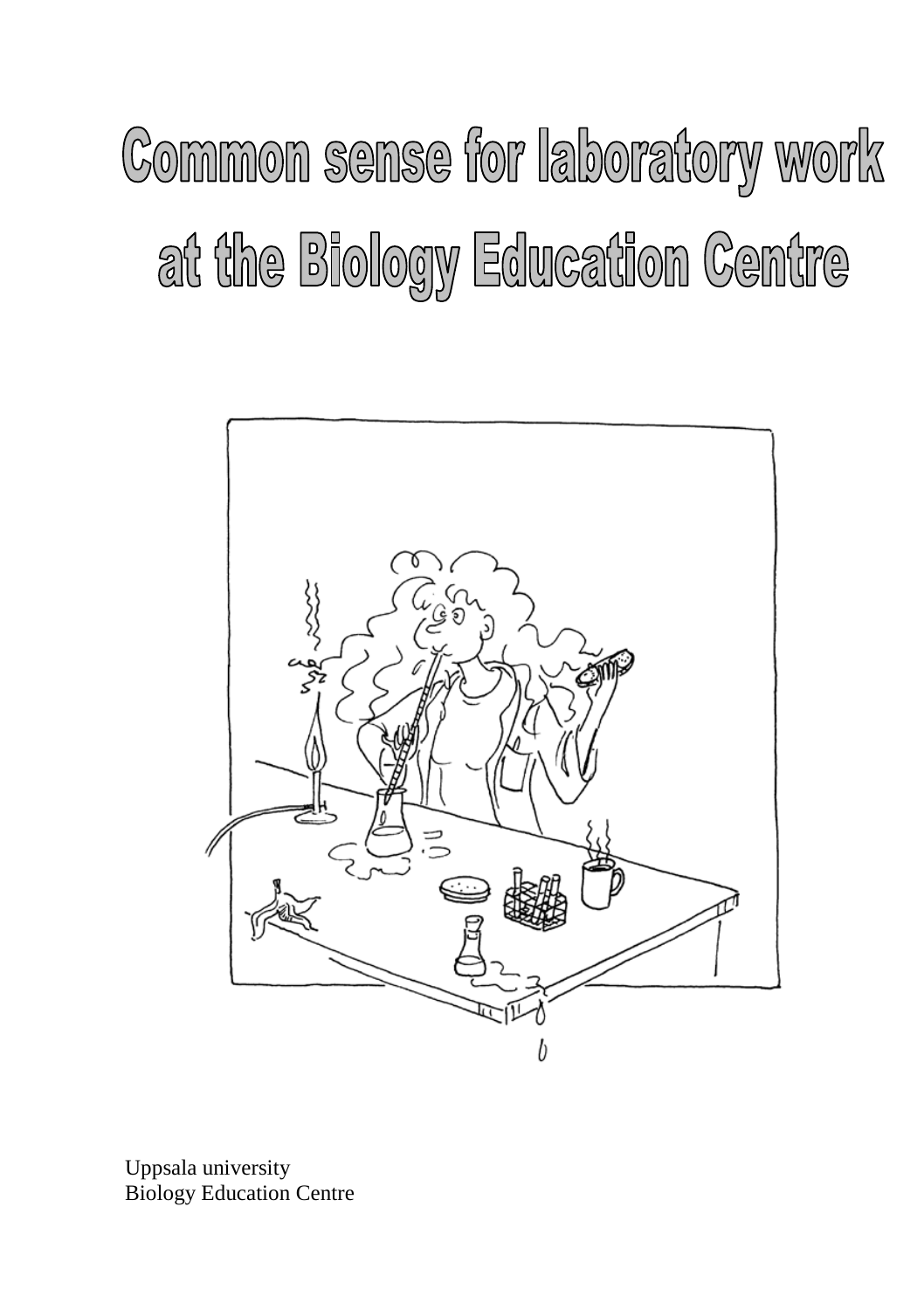# Common sense for laboratory work at the Biology Education Centre

Uppsala university
Biology Education Centre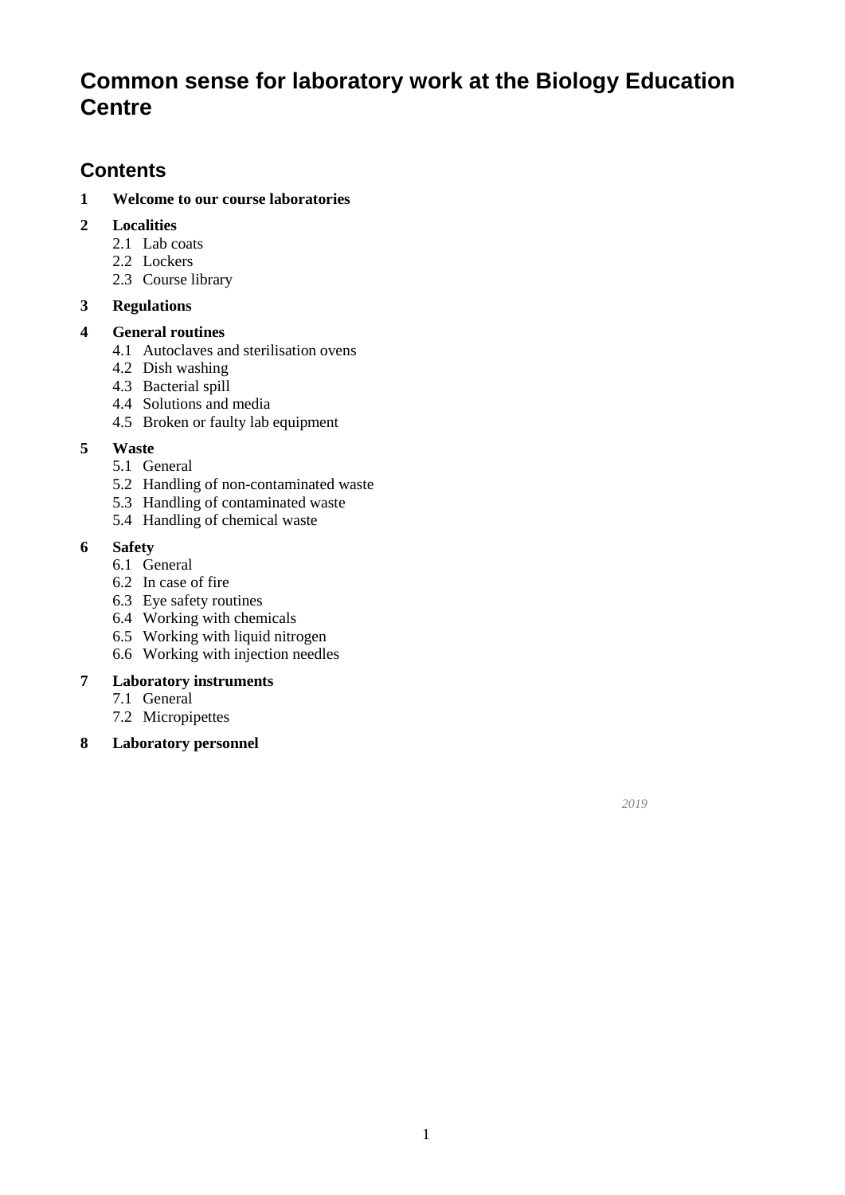# Common sense for laboratory work at the Biology Education Centre

## Contents

**1 Welcome to our course laboratories**

**2 Localities**
- 2.1 Lab coats
- 2.2 Lockers
- 2.3 Course library

**3 Regulations**

**4 General routines**
- 4.1 Autoclaves and sterilisation ovens
- 4.2 Dish washing
- 4.3 Bacterial spill
- 4.4 Solutions and media
- 4.5 Broken or faulty lab equipment

**5 Waste**
- 5.1 General
- 5.2 Handling of non-contaminated waste
- 5.3 Handling of contaminated waste
- 5.4 Handling of chemical waste

**6 Safety**
- 6.1 General
- 6.2 In case of fire
- 6.3 Eye safety routines
- 6.4 Working with chemicals
- 6.5 Working with liquid nitrogen
- 6.6 Working with injection needles

**7 Laboratory instruments**
- 7.1 General
- 7.2 Micropipettes

**8 Laboratory personnel**

*2019*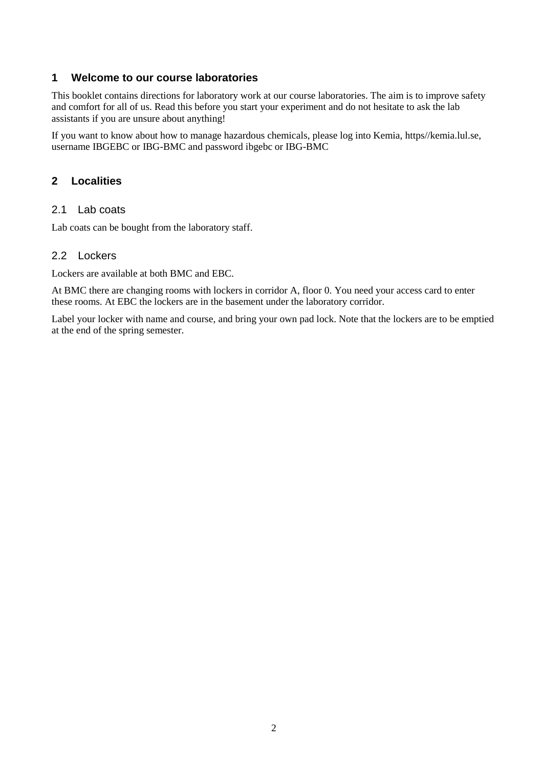# 1 Welcome to our course laboratories

This booklet contains directions for laboratory work at our course laboratories. The aim is to improve safety and comfort for all of us. Read this before you start your experiment and do not hesitate to ask the lab assistants if you are unsure about anything!

If you want to know about how to manage hazardous chemicals, please log into Kemia, https//kemia.lul.se, username IBGEBC or IBG-BMC and password ibgebc or IBG-BMC

# 2 Localities

## 2.1 Lab coats

Lab coats can be bought from the laboratory staff.

## 2.2 Lockers

Lockers are available at both BMC and EBC.

At BMC there are changing rooms with lockers in corridor A, floor 0. You need your access card to enter these rooms. At EBC the lockers are in the basement under the laboratory corridor.

Label your locker with name and course, and bring your own pad lock. Note that the lockers are to be emptied at the end of the spring semester.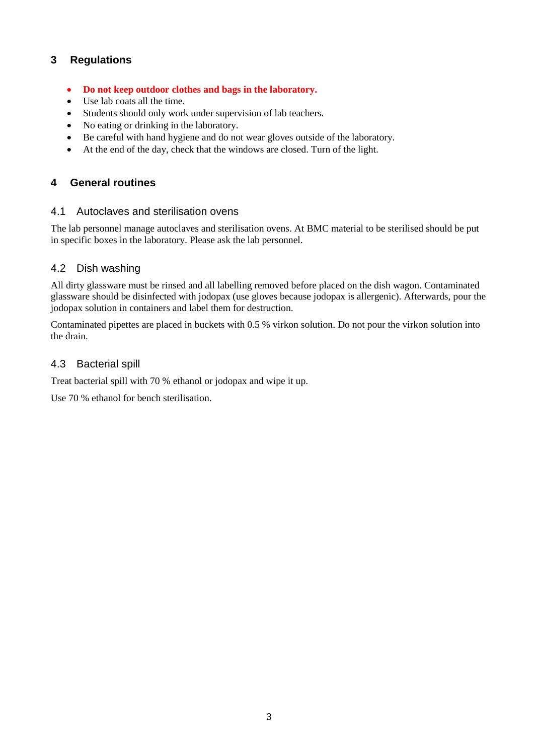## 3 Regulations

- **Do not keep outdoor clothes and bags in the laboratory.**
- Use lab coats all the time.
- Students should only work under supervision of lab teachers.
- No eating or drinking in the laboratory.
- Be careful with hand hygiene and do not wear gloves outside of the laboratory.
- At the end of the day, check that the windows are closed. Turn of the light.

## 4 General routines

### 4.1 Autoclaves and sterilisation ovens

The lab personnel manage autoclaves and sterilisation ovens. At BMC material to be sterilised should be put in specific boxes in the laboratory. Please ask the lab personnel.

### 4.2 Dish washing

All dirty glassware must be rinsed and all labelling removed before placed on the dish wagon. Contaminated glassware should be disinfected with jodopax (use gloves because jodopax is allergenic). Afterwards, pour the jodopax solution in containers and label them for destruction.

Contaminated pipettes are placed in buckets with 0.5 % virkon solution. Do not pour the virkon solution into the drain.

### 4.3 Bacterial spill

Treat bacterial spill with 70 % ethanol or jodopax and wipe it up.

Use 70 % ethanol for bench sterilisation.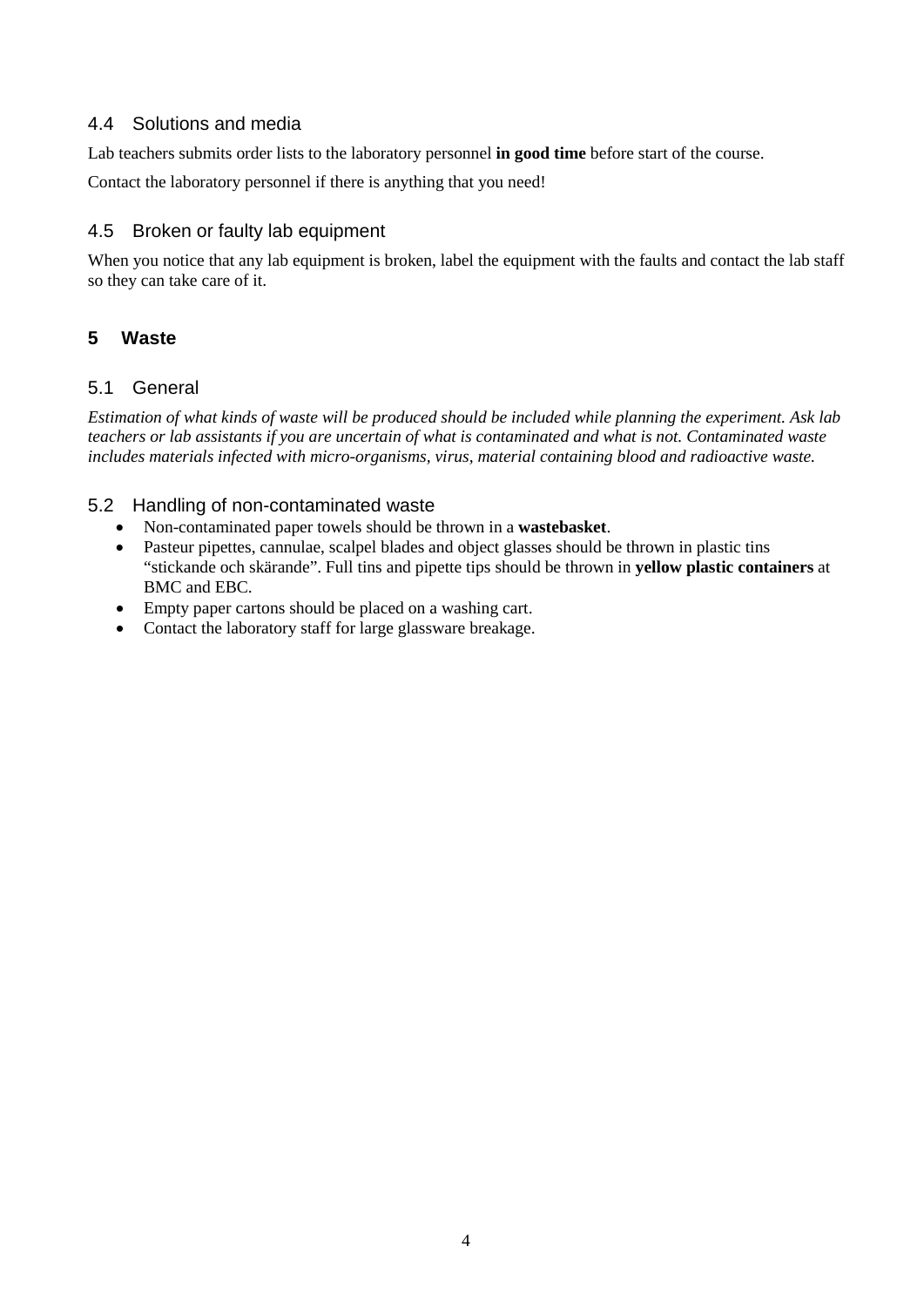### 4.4 Solutions and media

Lab teachers submits order lists to the laboratory personnel **in good time** before start of the course.

Contact the laboratory personnel if there is anything that you need!

### 4.5 Broken or faulty lab equipment

When you notice that any lab equipment is broken, label the equipment with the faults and contact the lab staff so they can take care of it.

## 5 Waste

### 5.1 General

*Estimation of what kinds of waste will be produced should be included while planning the experiment. Ask lab teachers or lab assistants if you are uncertain of what is contaminated and what is not. Contaminated waste includes materials infected with micro-organisms, virus, material containing blood and radioactive waste.*

### 5.2 Handling of non-contaminated waste

- Non-contaminated paper towels should be thrown in a **wastebasket**.
- Pasteur pipettes, cannulae, scalpel blades and object glasses should be thrown in plastic tins "stickande och skärande". Full tins and pipette tips should be thrown in **yellow plastic containers** at BMC and EBC.
- Empty paper cartons should be placed on a washing cart.
- Contact the laboratory staff for large glassware breakage.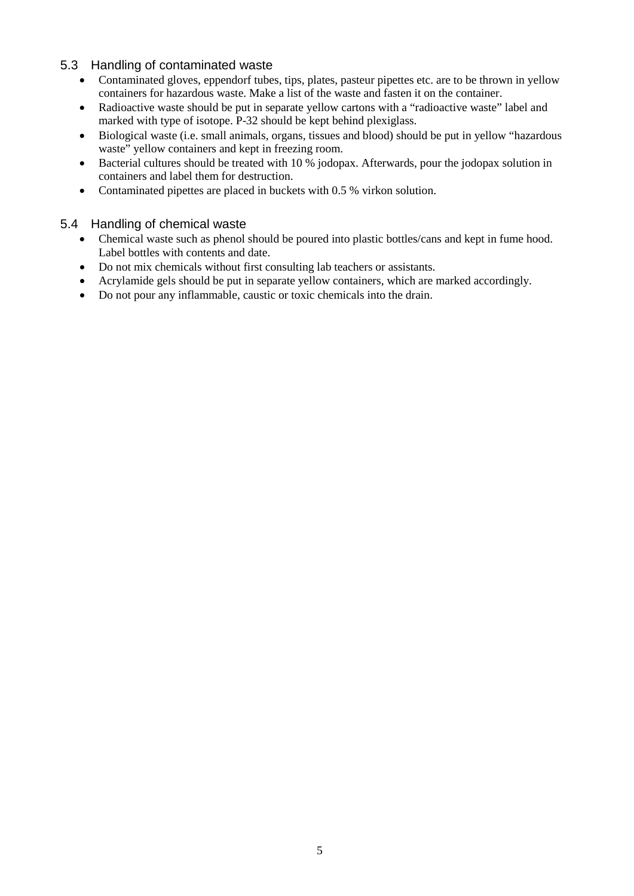## 5.3 Handling of contaminated waste

- Contaminated gloves, eppendorf tubes, tips, plates, pasteur pipettes etc. are to be thrown in yellow containers for hazardous waste. Make a list of the waste and fasten it on the container.
- Radioactive waste should be put in separate yellow cartons with a "radioactive waste" label and marked with type of isotope. P-32 should be kept behind plexiglass.
- Biological waste (i.e. small animals, organs, tissues and blood) should be put in yellow "hazardous waste" yellow containers and kept in freezing room.
- Bacterial cultures should be treated with 10 % jodopax. Afterwards, pour the jodopax solution in containers and label them for destruction.
- Contaminated pipettes are placed in buckets with 0.5 % virkon solution.

## 5.4 Handling of chemical waste

- Chemical waste such as phenol should be poured into plastic bottles/cans and kept in fume hood. Label bottles with contents and date.
- Do not mix chemicals without first consulting lab teachers or assistants.
- Acrylamide gels should be put in separate yellow containers, which are marked accordingly.
- Do not pour any inflammable, caustic or toxic chemicals into the drain.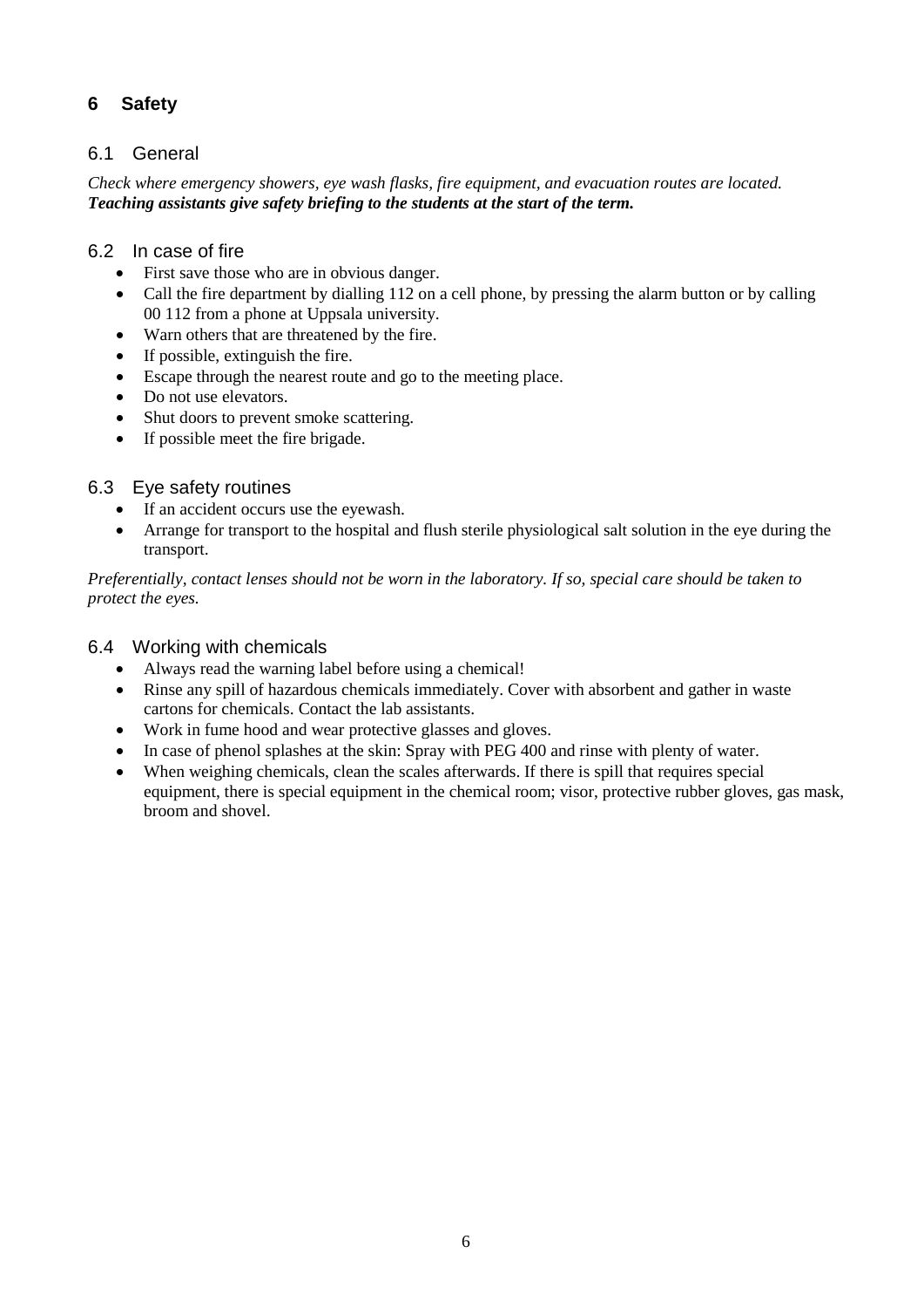# 6 Safety

## 6.1 General

*Check where emergency showers, eye wash flasks, fire equipment, and evacuation routes are located.*
***Teaching assistants give safety briefing to the students at the start of the term.***

## 6.2 In case of fire

- First save those who are in obvious danger.
- Call the fire department by dialling 112 on a cell phone, by pressing the alarm button or by calling 00 112 from a phone at Uppsala university.
- Warn others that are threatened by the fire.
- If possible, extinguish the fire.
- Escape through the nearest route and go to the meeting place.
- Do not use elevators.
- Shut doors to prevent smoke scattering.
- If possible meet the fire brigade.

## 6.3 Eye safety routines

- If an accident occurs use the eyewash.
- Arrange for transport to the hospital and flush sterile physiological salt solution in the eye during the transport.

*Preferentially, contact lenses should not be worn in the laboratory. If so, special care should be taken to protect the eyes.*

## 6.4 Working with chemicals

- Always read the warning label before using a chemical!
- Rinse any spill of hazardous chemicals immediately. Cover with absorbent and gather in waste cartons for chemicals. Contact the lab assistants.
- Work in fume hood and wear protective glasses and gloves.
- In case of phenol splashes at the skin: Spray with PEG 400 and rinse with plenty of water.
- When weighing chemicals, clean the scales afterwards. If there is spill that requires special equipment, there is special equipment in the chemical room; visor, protective rubber gloves, gas mask, broom and shovel.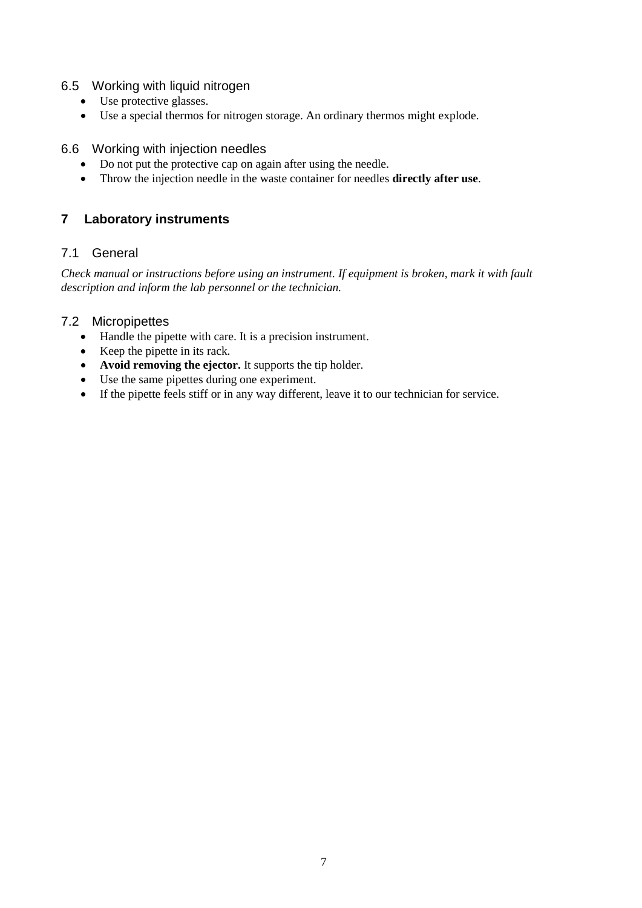### 6.5 Working with liquid nitrogen

- Use protective glasses.
- Use a special thermos for nitrogen storage. An ordinary thermos might explode.

### 6.6 Working with injection needles

- Do not put the protective cap on again after using the needle.
- Throw the injection needle in the waste container for needles **directly after use**.

## 7 Laboratory instruments

### 7.1 General

*Check manual or instructions before using an instrument. If equipment is broken, mark it with fault description and inform the lab personnel or the technician.*

### 7.2 Micropipettes

- Handle the pipette with care. It is a precision instrument.
- Keep the pipette in its rack.
- **Avoid removing the ejector.** It supports the tip holder.
- Use the same pipettes during one experiment.
- If the pipette feels stiff or in any way different, leave it to our technician for service.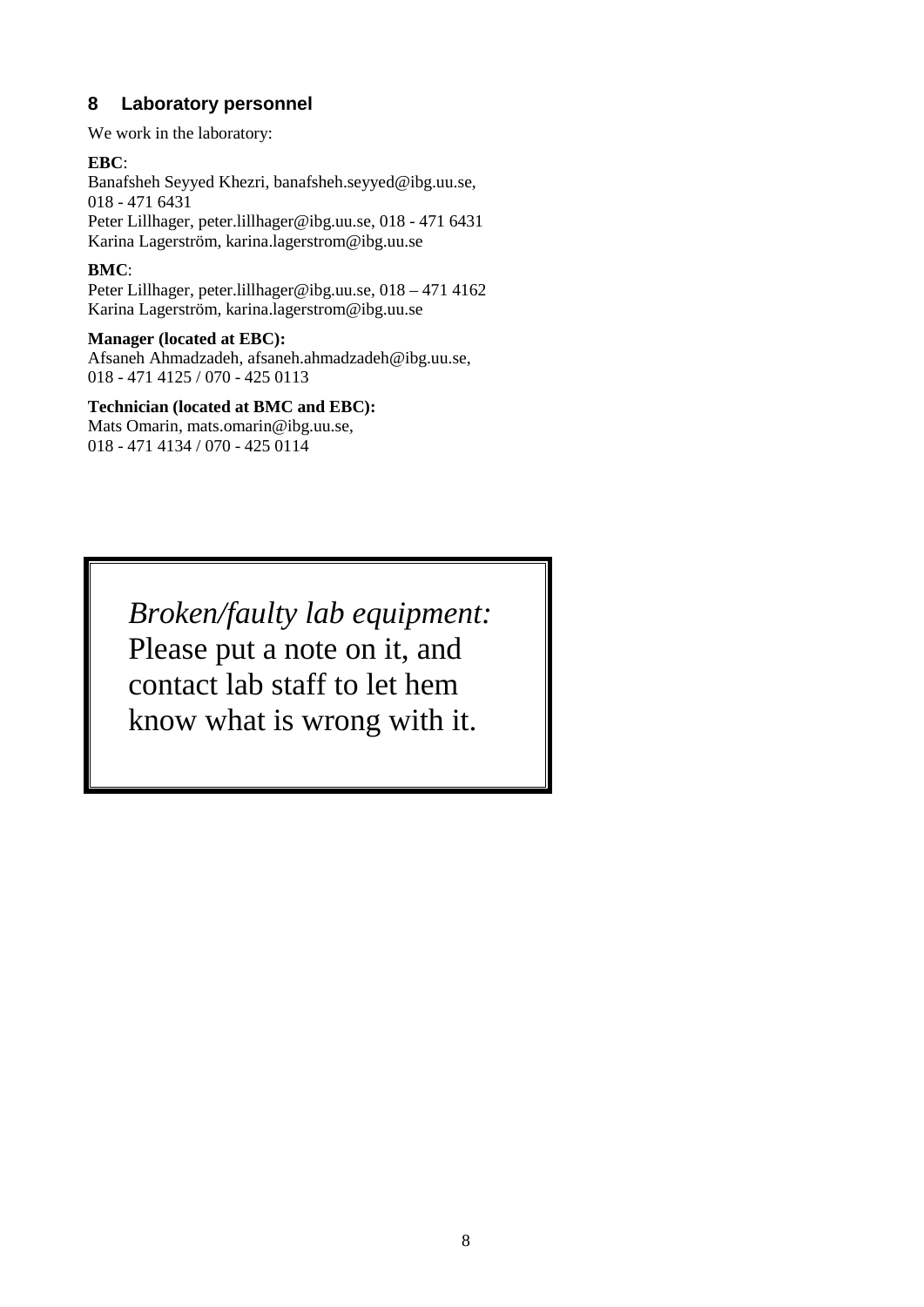## 8 Laboratory personnel

We work in the laboratory:

**EBC**:
Banafsheh Seyyed Khezri, banafsheh.seyyed@ibg.uu.se, 018 - 471 6431
Peter Lillhager, peter.lillhager@ibg.uu.se, 018 - 471 6431
Karina Lagerström, karina.lagerstrom@ibg.uu.se

**BMC**:
Peter Lillhager, peter.lillhager@ibg.uu.se, 018 – 471 4162
Karina Lagerström, karina.lagerstrom@ibg.uu.se

**Manager (located at EBC):**
Afsaneh Ahmadzadeh, afsaneh.ahmadzadeh@ibg.uu.se, 018 - 471 4125 / 070 - 425 0113

**Technician (located at BMC and EBC):**
Mats Omarin, mats.omarin@ibg.uu.se, 018 - 471 4134 / 070 - 425 0114

*Broken/faulty lab equipment:* Please put a note on it, and contact lab staff to let hem know what is wrong with it.